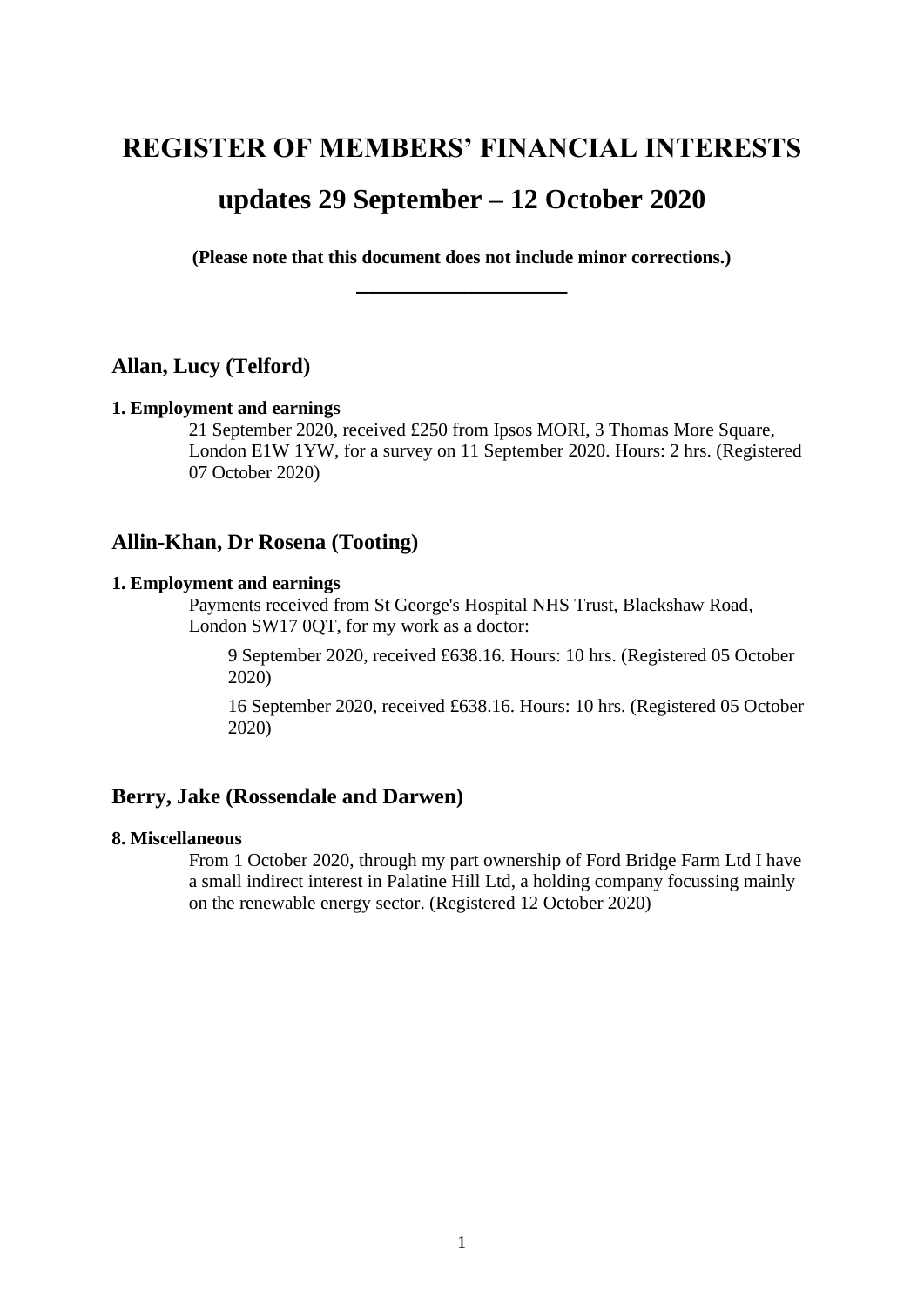# REGISTER OF MEMBERS' FINANCIAL INTERESTS

# updates 29 September – 12 October 2020

**(Please note that this document does not include minor corrections.)**

---

## Allan, Lucy (Telford)

**1. Employment and earnings**

21 September 2020, received £250 from Ipsos MORI, 3 Thomas More Square, London E1W 1YW, for a survey on 11 September 2020. Hours: 2 hrs. (Registered 07 October 2020)

## Allin-Khan, Dr Rosena (Tooting)

**1. Employment and earnings**

Payments received from St George's Hospital NHS Trust, Blackshaw Road, London SW17 0QT, for my work as a doctor:

9 September 2020, received £638.16. Hours: 10 hrs. (Registered 05 October 2020)

16 September 2020, received £638.16. Hours: 10 hrs. (Registered 05 October 2020)

## Berry, Jake (Rossendale and Darwen)

**8. Miscellaneous**

From 1 October 2020, through my part ownership of Ford Bridge Farm Ltd I have a small indirect interest in Palatine Hill Ltd, a holding company focussing mainly on the renewable energy sector. (Registered 12 October 2020)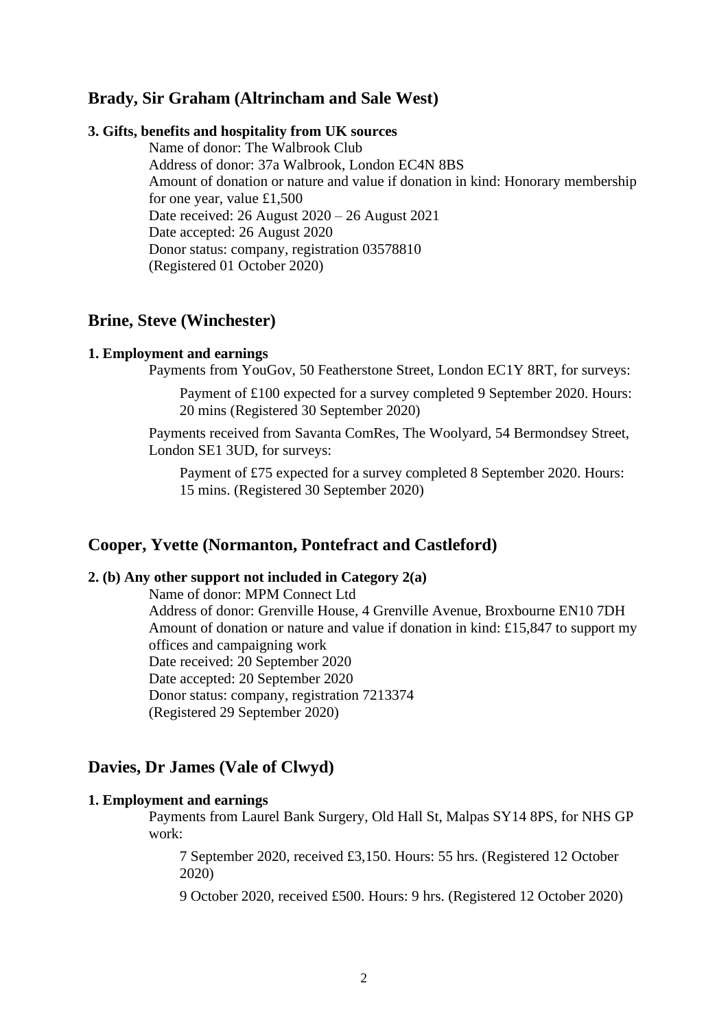## Brady, Sir Graham (Altrincham and Sale West)

### 3. Gifts, benefits and hospitality from UK sources

Name of donor: The Walbrook Club
Address of donor: 37a Walbrook, London EC4N 8BS
Amount of donation or nature and value if donation in kind: Honorary membership for one year, value £1,500
Date received: 26 August 2020 – 26 August 2021
Date accepted: 26 August 2020
Donor status: company, registration 03578810
(Registered 01 October 2020)

## Brine, Steve (Winchester)

### 1. Employment and earnings

Payments from YouGov, 50 Featherstone Street, London EC1Y 8RT, for surveys:

> Payment of £100 expected for a survey completed 9 September 2020. Hours: 20 mins (Registered 30 September 2020)

Payments received from Savanta ComRes, The Woolyard, 54 Bermondsey Street, London SE1 3UD, for surveys:

> Payment of £75 expected for a survey completed 8 September 2020. Hours: 15 mins. (Registered 30 September 2020)

## Cooper, Yvette (Normanton, Pontefract and Castleford)

### 2. (b) Any other support not included in Category 2(a)

Name of donor: MPM Connect Ltd
Address of donor: Grenville House, 4 Grenville Avenue, Broxbourne EN10 7DH
Amount of donation or nature and value if donation in kind: £15,847 to support my offices and campaigning work
Date received: 20 September 2020
Date accepted: 20 September 2020
Donor status: company, registration 7213374
(Registered 29 September 2020)

## Davies, Dr James (Vale of Clwyd)

### 1. Employment and earnings

Payments from Laurel Bank Surgery, Old Hall St, Malpas SY14 8PS, for NHS GP work:

> 7 September 2020, received £3,150. Hours: 55 hrs. (Registered 12 October 2020)
>
> 9 October 2020, received £500. Hours: 9 hrs. (Registered 12 October 2020)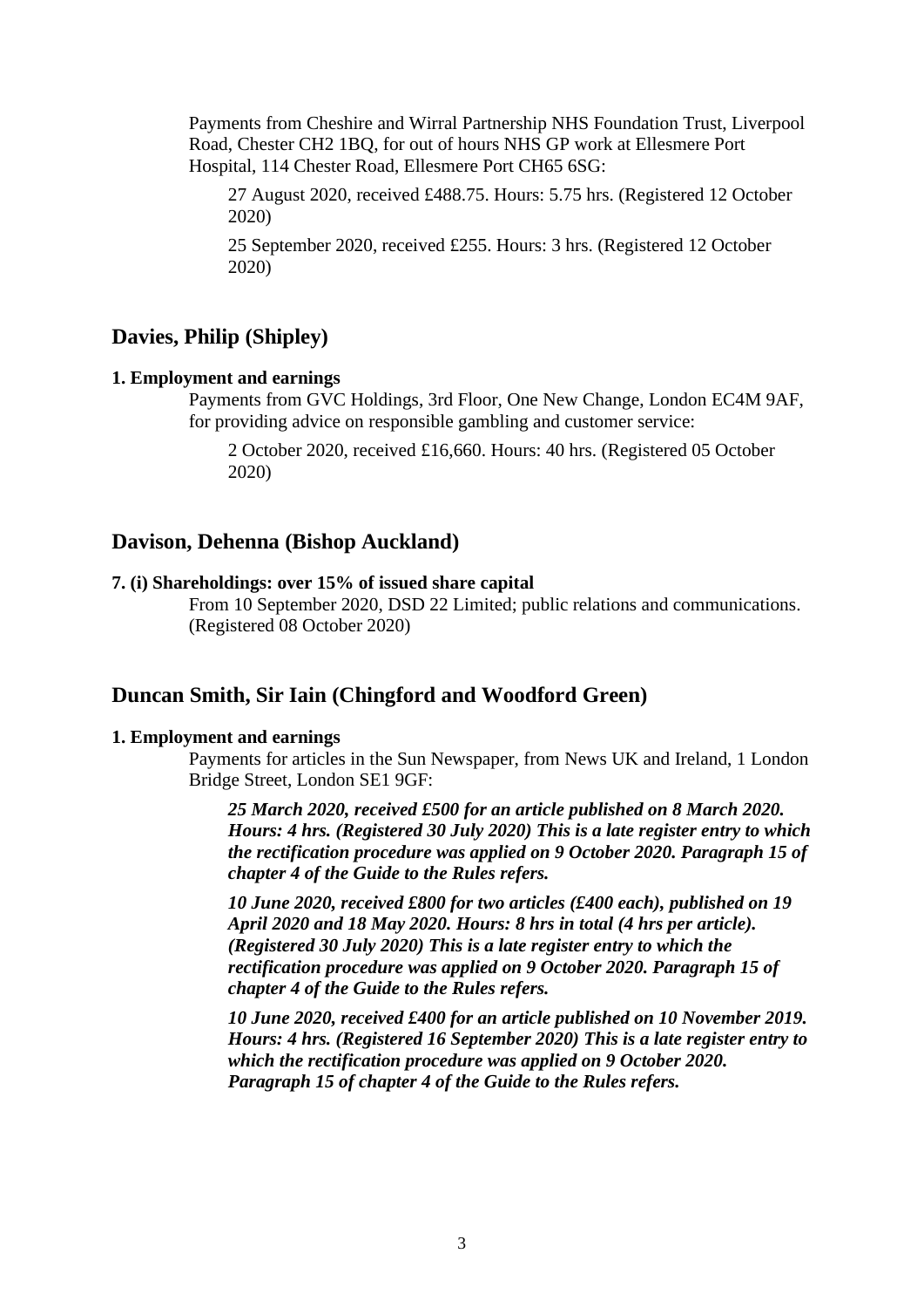Payments from Cheshire and Wirral Partnership NHS Foundation Trust, Liverpool Road, Chester CH2 1BQ, for out of hours NHS GP work at Ellesmere Port Hospital, 114 Chester Road, Ellesmere Port CH65 6SG:

27 August 2020, received £488.75. Hours: 5.75 hrs. (Registered 12 October 2020)

25 September 2020, received £255. Hours: 3 hrs. (Registered 12 October 2020)

## Davies, Philip (Shipley)

**1. Employment and earnings**

Payments from GVC Holdings, 3rd Floor, One New Change, London EC4M 9AF, for providing advice on responsible gambling and customer service:

2 October 2020, received £16,660. Hours: 40 hrs. (Registered 05 October 2020)

## Davison, Dehenna (Bishop Auckland)

**7. (i) Shareholdings: over 15% of issued share capital**

From 10 September 2020, DSD 22 Limited; public relations and communications. (Registered 08 October 2020)

## Duncan Smith, Sir Iain (Chingford and Woodford Green)

**1. Employment and earnings**

Payments for articles in the Sun Newspaper, from News UK and Ireland, 1 London Bridge Street, London SE1 9GF:

***25 March 2020, received £500 for an article published on 8 March 2020. Hours: 4 hrs. (Registered 30 July 2020) This is a late register entry to which the rectification procedure was applied on 9 October 2020. Paragraph 15 of chapter 4 of the Guide to the Rules refers.***

***10 June 2020, received £800 for two articles (£400 each), published on 19 April 2020 and 18 May 2020. Hours: 8 hrs in total (4 hrs per article). (Registered 30 July 2020) This is a late register entry to which the rectification procedure was applied on 9 October 2020. Paragraph 15 of chapter 4 of the Guide to the Rules refers.***

***10 June 2020, received £400 for an article published on 10 November 2019. Hours: 4 hrs. (Registered 16 September 2020) This is a late register entry to which the rectification procedure was applied on 9 October 2020. Paragraph 15 of chapter 4 of the Guide to the Rules refers.***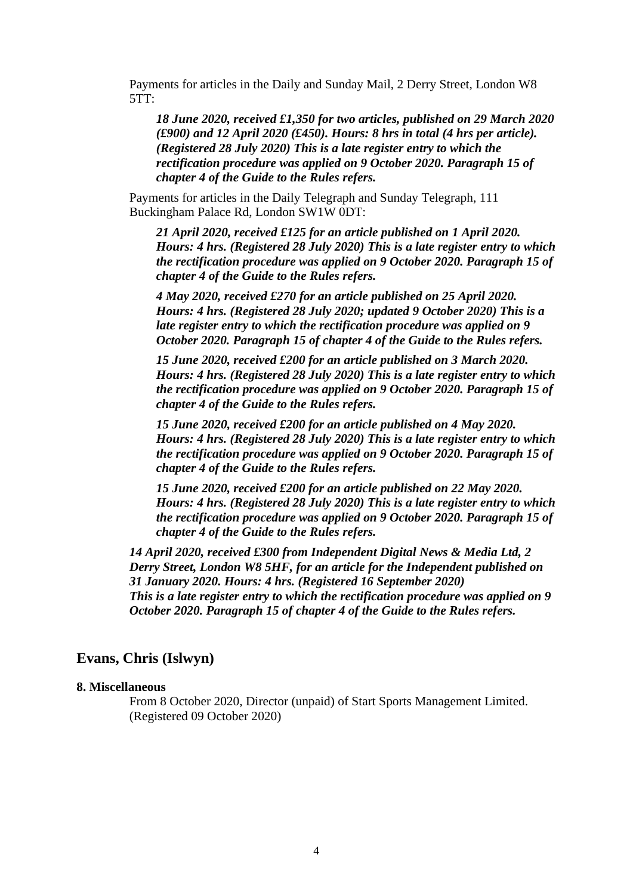Payments for articles in the Daily and Sunday Mail, 2 Derry Street, London W8 5TT:

***18 June 2020, received £1,350 for two articles, published on 29 March 2020 (£900) and 12 April 2020 (£450). Hours: 8 hrs in total (4 hrs per article). (Registered 28 July 2020) This is a late register entry to which the rectification procedure was applied on 9 October 2020. Paragraph 15 of chapter 4 of the Guide to the Rules refers.***

Payments for articles in the Daily Telegraph and Sunday Telegraph, 111 Buckingham Palace Rd, London SW1W 0DT:

***21 April 2020, received £125 for an article published on 1 April 2020. Hours: 4 hrs. (Registered 28 July 2020) This is a late register entry to which the rectification procedure was applied on 9 October 2020. Paragraph 15 of chapter 4 of the Guide to the Rules refers.***

***4 May 2020, received £270 for an article published on 25 April 2020. Hours: 4 hrs. (Registered 28 July 2020; updated 9 October 2020) This is a late register entry to which the rectification procedure was applied on 9 October 2020. Paragraph 15 of chapter 4 of the Guide to the Rules refers.***

***15 June 2020, received £200 for an article published on 3 March 2020. Hours: 4 hrs. (Registered 28 July 2020) This is a late register entry to which the rectification procedure was applied on 9 October 2020. Paragraph 15 of chapter 4 of the Guide to the Rules refers.***

***15 June 2020, received £200 for an article published on 4 May 2020. Hours: 4 hrs. (Registered 28 July 2020) This is a late register entry to which the rectification procedure was applied on 9 October 2020. Paragraph 15 of chapter 4 of the Guide to the Rules refers.***

***15 June 2020, received £200 for an article published on 22 May 2020. Hours: 4 hrs. (Registered 28 July 2020) This is a late register entry to which the rectification procedure was applied on 9 October 2020. Paragraph 15 of chapter 4 of the Guide to the Rules refers.***

***14 April 2020, received £300 from Independent Digital News & Media Ltd, 2 Derry Street, London W8 5HF, for an article for the Independent published on 31 January 2020. Hours: 4 hrs. (Registered 16 September 2020) This is a late register entry to which the rectification procedure was applied on 9 October 2020. Paragraph 15 of chapter 4 of the Guide to the Rules refers.***

## Evans, Chris (Islwyn)

**8. Miscellaneous**

From 8 October 2020, Director (unpaid) of Start Sports Management Limited. (Registered 09 October 2020)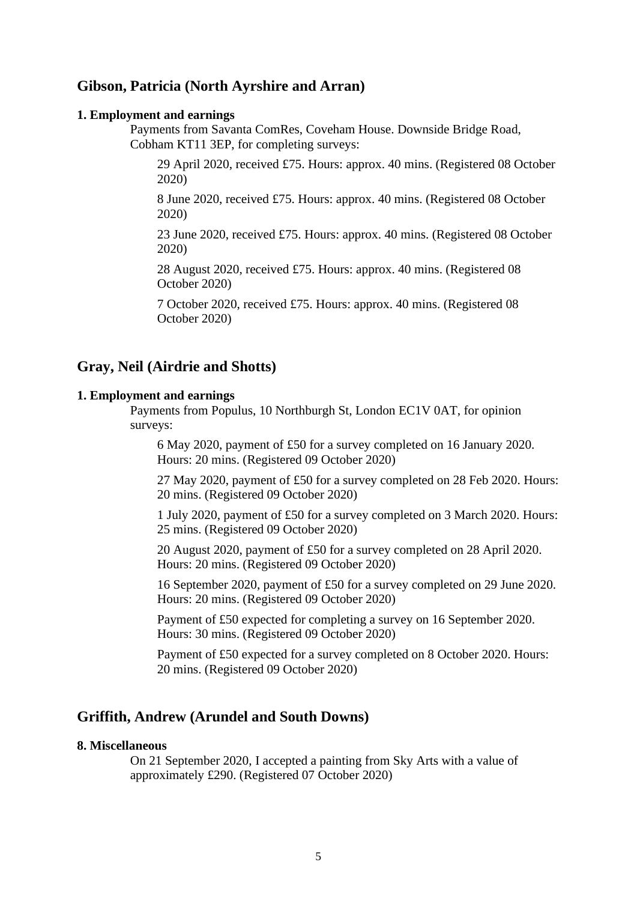## Gibson, Patricia (North Ayrshire and Arran)

### 1. Employment and earnings

Payments from Savanta ComRes, Coveham House. Downside Bridge Road, Cobham KT11 3EP, for completing surveys:

29 April 2020, received £75. Hours: approx. 40 mins. (Registered 08 October 2020)

8 June 2020, received £75. Hours: approx. 40 mins. (Registered 08 October 2020)

23 June 2020, received £75. Hours: approx. 40 mins. (Registered 08 October 2020)

28 August 2020, received £75. Hours: approx. 40 mins. (Registered 08 October 2020)

7 October 2020, received £75. Hours: approx. 40 mins. (Registered 08 October 2020)

## Gray, Neil (Airdrie and Shotts)

### 1. Employment and earnings

Payments from Populus, 10 Northburgh St, London EC1V 0AT, for opinion surveys:

6 May 2020, payment of £50 for a survey completed on 16 January 2020. Hours: 20 mins. (Registered 09 October 2020)

27 May 2020, payment of £50 for a survey completed on 28 Feb 2020. Hours: 20 mins. (Registered 09 October 2020)

1 July 2020, payment of £50 for a survey completed on 3 March 2020. Hours: 25 mins. (Registered 09 October 2020)

20 August 2020, payment of £50 for a survey completed on 28 April 2020. Hours: 20 mins. (Registered 09 October 2020)

16 September 2020, payment of £50 for a survey completed on 29 June 2020. Hours: 20 mins. (Registered 09 October 2020)

Payment of £50 expected for completing a survey on 16 September 2020. Hours: 30 mins. (Registered 09 October 2020)

Payment of £50 expected for a survey completed on 8 October 2020. Hours: 20 mins. (Registered 09 October 2020)

## Griffith, Andrew (Arundel and South Downs)

### 8. Miscellaneous

On 21 September 2020, I accepted a painting from Sky Arts with a value of approximately £290. (Registered 07 October 2020)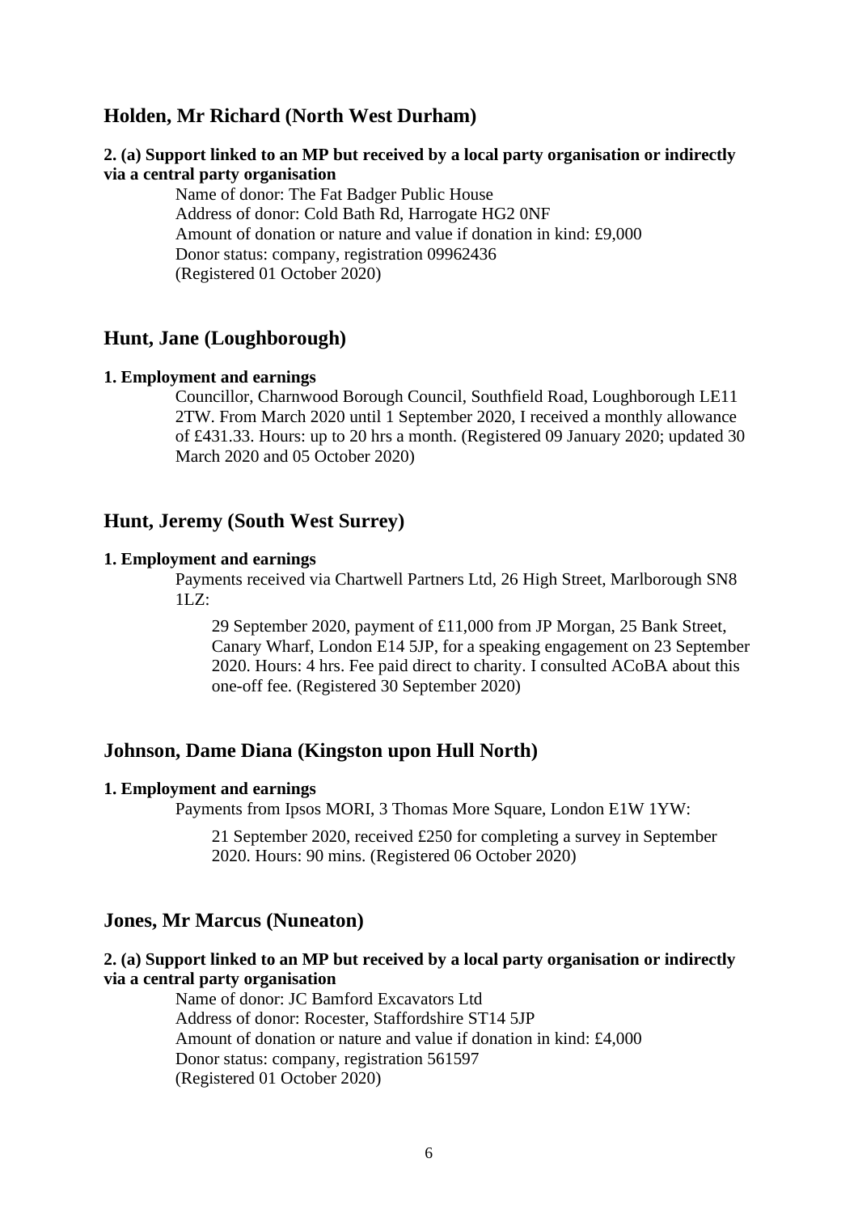## Holden, Mr Richard (North West Durham)

**2. (a) Support linked to an MP but received by a local party organisation or indirectly via a central party organisation**

Name of donor: The Fat Badger Public House
Address of donor: Cold Bath Rd, Harrogate HG2 0NF
Amount of donation or nature and value if donation in kind: £9,000
Donor status: company, registration 09962436
(Registered 01 October 2020)

## Hunt, Jane (Loughborough)

**1. Employment and earnings**

Councillor, Charnwood Borough Council, Southfield Road, Loughborough LE11 2TW. From March 2020 until 1 September 2020, I received a monthly allowance of £431.33. Hours: up to 20 hrs a month. (Registered 09 January 2020; updated 30 March 2020 and 05 October 2020)

## Hunt, Jeremy (South West Surrey)

**1. Employment and earnings**

Payments received via Chartwell Partners Ltd, 26 High Street, Marlborough SN8 1LZ:

29 September 2020, payment of £11,000 from JP Morgan, 25 Bank Street, Canary Wharf, London E14 5JP, for a speaking engagement on 23 September 2020. Hours: 4 hrs. Fee paid direct to charity. I consulted ACoBA about this one-off fee. (Registered 30 September 2020)

## Johnson, Dame Diana (Kingston upon Hull North)

**1. Employment and earnings**

Payments from Ipsos MORI, 3 Thomas More Square, London E1W 1YW:

21 September 2020, received £250 for completing a survey in September 2020. Hours: 90 mins. (Registered 06 October 2020)

## Jones, Mr Marcus (Nuneaton)

**2. (a) Support linked to an MP but received by a local party organisation or indirectly via a central party organisation**

Name of donor: JC Bamford Excavators Ltd
Address of donor: Rocester, Staffordshire ST14 5JP
Amount of donation or nature and value if donation in kind: £4,000
Donor status: company, registration 561597
(Registered 01 October 2020)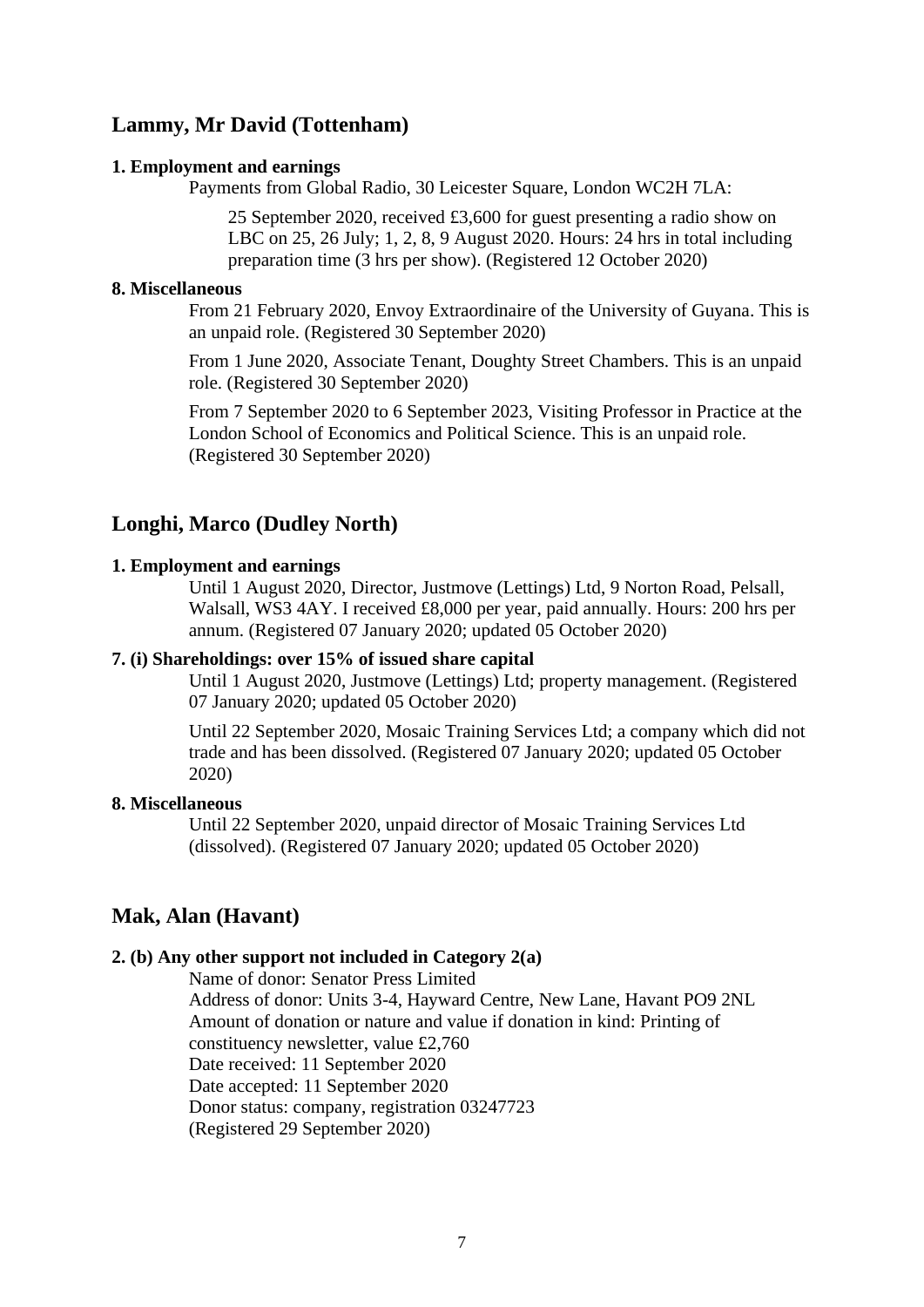## Lammy, Mr David (Tottenham)

**1. Employment and earnings**

Payments from Global Radio, 30 Leicester Square, London WC2H 7LA:

25 September 2020, received £3,600 for guest presenting a radio show on LBC on 25, 26 July; 1, 2, 8, 9 August 2020. Hours: 24 hrs in total including preparation time (3 hrs per show). (Registered 12 October 2020)

**8. Miscellaneous**

From 21 February 2020, Envoy Extraordinaire of the University of Guyana. This is an unpaid role. (Registered 30 September 2020)

From 1 June 2020, Associate Tenant, Doughty Street Chambers. This is an unpaid role. (Registered 30 September 2020)

From 7 September 2020 to 6 September 2023, Visiting Professor in Practice at the London School of Economics and Political Science. This is an unpaid role. (Registered 30 September 2020)

## Longhi, Marco (Dudley North)

**1. Employment and earnings**

Until 1 August 2020, Director, Justmove (Lettings) Ltd, 9 Norton Road, Pelsall, Walsall, WS3 4AY. I received £8,000 per year, paid annually. Hours: 200 hrs per annum. (Registered 07 January 2020; updated 05 October 2020)

**7. (i) Shareholdings: over 15% of issued share capital**

Until 1 August 2020, Justmove (Lettings) Ltd; property management. (Registered 07 January 2020; updated 05 October 2020)

Until 22 September 2020, Mosaic Training Services Ltd; a company which did not trade and has been dissolved. (Registered 07 January 2020; updated 05 October 2020)

**8. Miscellaneous**

Until 22 September 2020, unpaid director of Mosaic Training Services Ltd (dissolved). (Registered 07 January 2020; updated 05 October 2020)

## Mak, Alan (Havant)

**2. (b) Any other support not included in Category 2(a)**

Name of donor: Senator Press Limited
Address of donor: Units 3-4, Hayward Centre, New Lane, Havant PO9 2NL
Amount of donation or nature and value if donation in kind: Printing of constituency newsletter, value £2,760
Date received: 11 September 2020
Date accepted: 11 September 2020
Donor status: company, registration 03247723
(Registered 29 September 2020)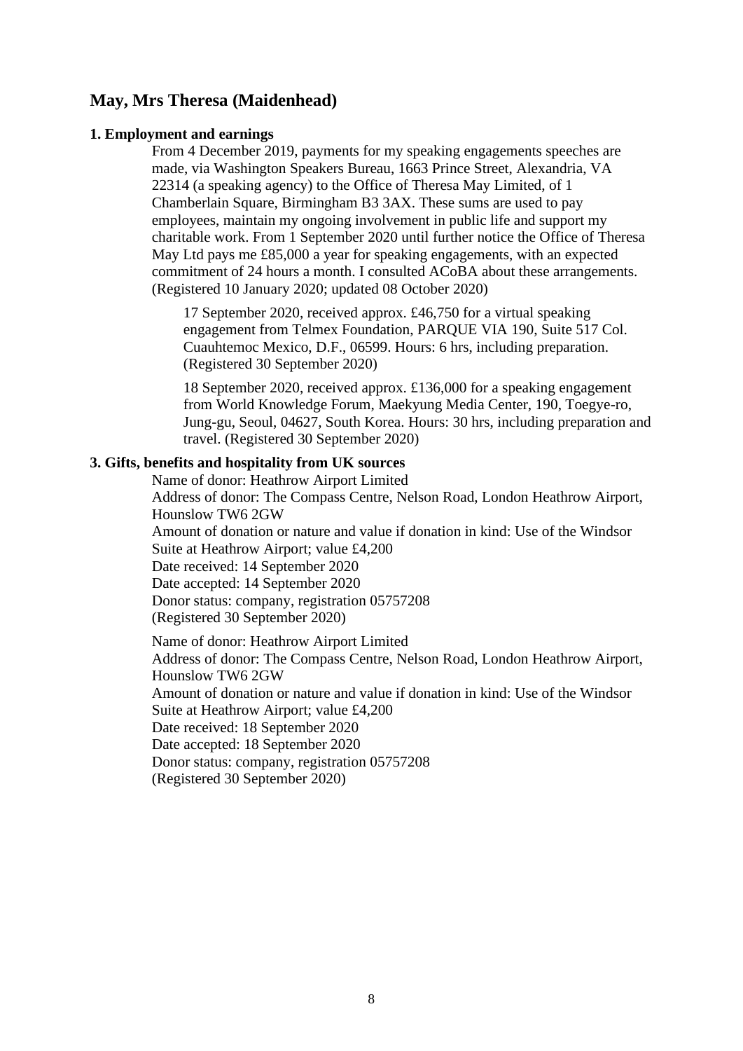## May, Mrs Theresa (Maidenhead)

### 1. Employment and earnings

From 4 December 2019, payments for my speaking engagements speeches are made, via Washington Speakers Bureau, 1663 Prince Street, Alexandria, VA 22314 (a speaking agency) to the Office of Theresa May Limited, of 1 Chamberlain Square, Birmingham B3 3AX. These sums are used to pay employees, maintain my ongoing involvement in public life and support my charitable work. From 1 September 2020 until further notice the Office of Theresa May Ltd pays me £85,000 a year for speaking engagements, with an expected commitment of 24 hours a month. I consulted ACoBA about these arrangements. (Registered 10 January 2020; updated 08 October 2020)

17 September 2020, received approx. £46,750 for a virtual speaking engagement from Telmex Foundation, PARQUE VIA 190, Suite 517 Col. Cuauhtemoc Mexico, D.F., 06599. Hours: 6 hrs, including preparation. (Registered 30 September 2020)

18 September 2020, received approx. £136,000 for a speaking engagement from World Knowledge Forum, Maekyung Media Center, 190, Toegye-ro, Jung-gu, Seoul, 04627, South Korea. Hours: 30 hrs, including preparation and travel. (Registered 30 September 2020)

### 3. Gifts, benefits and hospitality from UK sources

Name of donor: Heathrow Airport Limited
Address of donor: The Compass Centre, Nelson Road, London Heathrow Airport, Hounslow TW6 2GW
Amount of donation or nature and value if donation in kind: Use of the Windsor Suite at Heathrow Airport; value £4,200
Date received: 14 September 2020
Date accepted: 14 September 2020
Donor status: company, registration 05757208
(Registered 30 September 2020)

Name of donor: Heathrow Airport Limited
Address of donor: The Compass Centre, Nelson Road, London Heathrow Airport, Hounslow TW6 2GW
Amount of donation or nature and value if donation in kind: Use of the Windsor Suite at Heathrow Airport; value £4,200
Date received: 18 September 2020
Date accepted: 18 September 2020
Donor status: company, registration 05757208
(Registered 30 September 2020)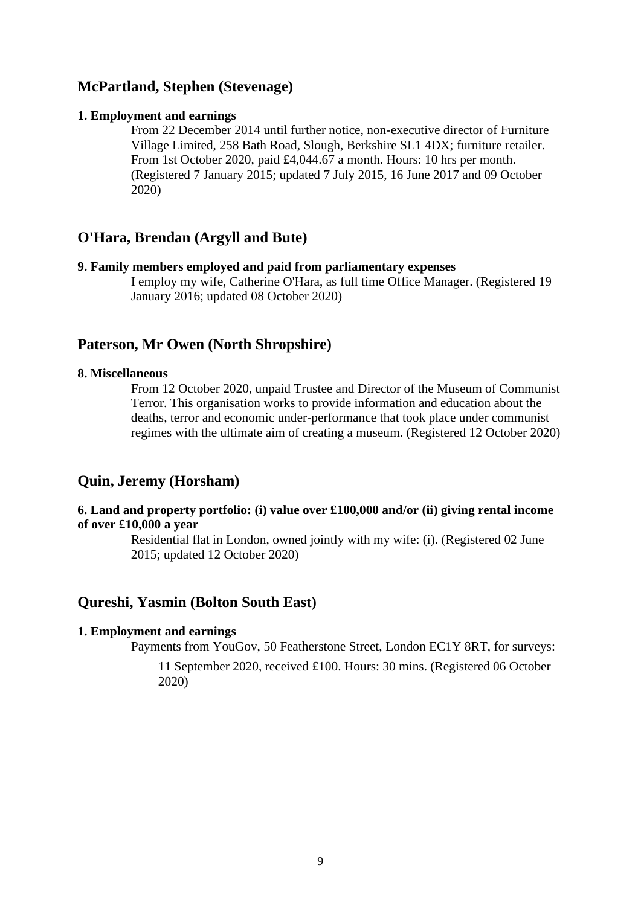## McPartland, Stephen (Stevenage)

**1. Employment and earnings**

From 22 December 2014 until further notice, non-executive director of Furniture Village Limited, 258 Bath Road, Slough, Berkshire SL1 4DX; furniture retailer. From 1st October 2020, paid £4,044.67 a month. Hours: 10 hrs per month. (Registered 7 January 2015; updated 7 July 2015, 16 June 2017 and 09 October 2020)

## O'Hara, Brendan (Argyll and Bute)

**9. Family members employed and paid from parliamentary expenses**

I employ my wife, Catherine O'Hara, as full time Office Manager. (Registered 19 January 2016; updated 08 October 2020)

## Paterson, Mr Owen (North Shropshire)

**8. Miscellaneous**

From 12 October 2020, unpaid Trustee and Director of the Museum of Communist Terror. This organisation works to provide information and education about the deaths, terror and economic under-performance that took place under communist regimes with the ultimate aim of creating a museum. (Registered 12 October 2020)

## Quin, Jeremy (Horsham)

**6. Land and property portfolio: (i) value over £100,000 and/or (ii) giving rental income of over £10,000 a year**

Residential flat in London, owned jointly with my wife: (i). (Registered 02 June 2015; updated 12 October 2020)

## Qureshi, Yasmin (Bolton South East)

**1. Employment and earnings**

Payments from YouGov, 50 Featherstone Street, London EC1Y 8RT, for surveys:

11 September 2020, received £100. Hours: 30 mins. (Registered 06 October 2020)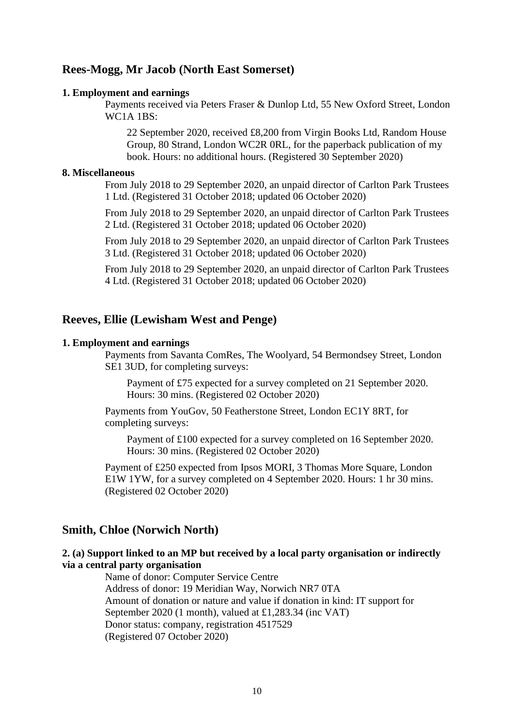## Rees-Mogg, Mr Jacob (North East Somerset)

**1. Employment and earnings**

Payments received via Peters Fraser & Dunlop Ltd, 55 New Oxford Street, London WC1A 1BS:

> 22 September 2020, received £8,200 from Virgin Books Ltd, Random House Group, 80 Strand, London WC2R 0RL, for the paperback publication of my book. Hours: no additional hours. (Registered 30 September 2020)

**8. Miscellaneous**

From July 2018 to 29 September 2020, an unpaid director of Carlton Park Trustees 1 Ltd. (Registered 31 October 2018; updated 06 October 2020)

From July 2018 to 29 September 2020, an unpaid director of Carlton Park Trustees 2 Ltd. (Registered 31 October 2018; updated 06 October 2020)

From July 2018 to 29 September 2020, an unpaid director of Carlton Park Trustees 3 Ltd. (Registered 31 October 2018; updated 06 October 2020)

From July 2018 to 29 September 2020, an unpaid director of Carlton Park Trustees 4 Ltd. (Registered 31 October 2018; updated 06 October 2020)

## Reeves, Ellie (Lewisham West and Penge)

**1. Employment and earnings**

Payments from Savanta ComRes, The Woolyard, 54 Bermondsey Street, London SE1 3UD, for completing surveys:

> Payment of £75 expected for a survey completed on 21 September 2020. Hours: 30 mins. (Registered 02 October 2020)

Payments from YouGov, 50 Featherstone Street, London EC1Y 8RT, for completing surveys:

> Payment of £100 expected for a survey completed on 16 September 2020. Hours: 30 mins. (Registered 02 October 2020)

Payment of £250 expected from Ipsos MORI, 3 Thomas More Square, London E1W 1YW, for a survey completed on 4 September 2020. Hours: 1 hr 30 mins. (Registered 02 October 2020)

## Smith, Chloe (Norwich North)

**2. (a) Support linked to an MP but received by a local party organisation or indirectly via a central party organisation**

Name of donor: Computer Service Centre
Address of donor: 19 Meridian Way, Norwich NR7 0TA
Amount of donation or nature and value if donation in kind: IT support for September 2020 (1 month), valued at £1,283.34 (inc VAT)
Donor status: company, registration 4517529
(Registered 07 October 2020)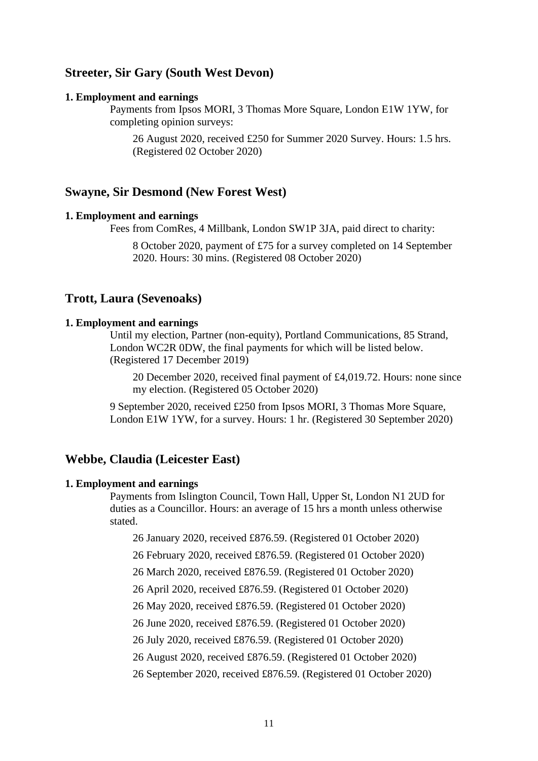## Streeter, Sir Gary (South West Devon)

**1. Employment and earnings**

Payments from Ipsos MORI, 3 Thomas More Square, London E1W 1YW, for completing opinion surveys:

26 August 2020, received £250 for Summer 2020 Survey. Hours: 1.5 hrs. (Registered 02 October 2020)

## Swayne, Sir Desmond (New Forest West)

**1. Employment and earnings**

Fees from ComRes, 4 Millbank, London SW1P 3JA, paid direct to charity:

8 October 2020, payment of £75 for a survey completed on 14 September 2020. Hours: 30 mins. (Registered 08 October 2020)

## Trott, Laura (Sevenoaks)

**1. Employment and earnings**

Until my election, Partner (non-equity), Portland Communications, 85 Strand, London WC2R 0DW, the final payments for which will be listed below. (Registered 17 December 2019)

20 December 2020, received final payment of £4,019.72. Hours: none since my election. (Registered 05 October 2020)

9 September 2020, received £250 from Ipsos MORI, 3 Thomas More Square, London E1W 1YW, for a survey. Hours: 1 hr. (Registered 30 September 2020)

## Webbe, Claudia (Leicester East)

**1. Employment and earnings**

Payments from Islington Council, Town Hall, Upper St, London N1 2UD for duties as a Councillor. Hours: an average of 15 hrs a month unless otherwise stated.

26 January 2020, received £876.59. (Registered 01 October 2020)

26 February 2020, received £876.59. (Registered 01 October 2020)

26 March 2020, received £876.59. (Registered 01 October 2020)

26 April 2020, received £876.59. (Registered 01 October 2020)

26 May 2020, received £876.59. (Registered 01 October 2020)

26 June 2020, received £876.59. (Registered 01 October 2020)

26 July 2020, received £876.59. (Registered 01 October 2020)

26 August 2020, received £876.59. (Registered 01 October 2020)

26 September 2020, received £876.59. (Registered 01 October 2020)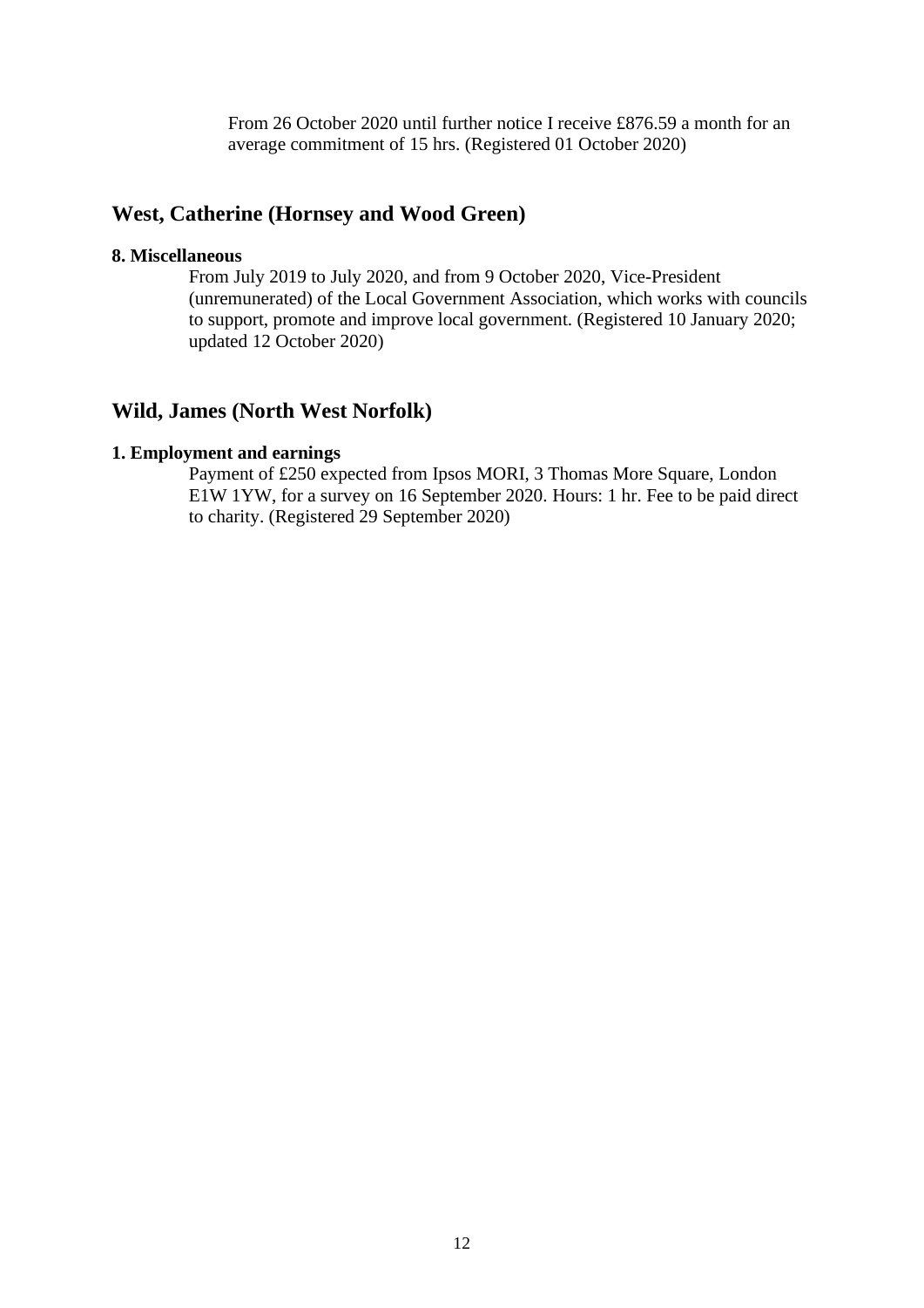From 26 October 2020 until further notice I receive £876.59 a month for an average commitment of 15 hrs. (Registered 01 October 2020)

## West, Catherine (Hornsey and Wood Green)

**8. Miscellaneous**

From July 2019 to July 2020, and from 9 October 2020, Vice-President (unremunerated) of the Local Government Association, which works with councils to support, promote and improve local government. (Registered 10 January 2020; updated 12 October 2020)

## Wild, James (North West Norfolk)

**1. Employment and earnings**

Payment of £250 expected from Ipsos MORI, 3 Thomas More Square, London E1W 1YW, for a survey on 16 September 2020. Hours: 1 hr. Fee to be paid direct to charity. (Registered 29 September 2020)